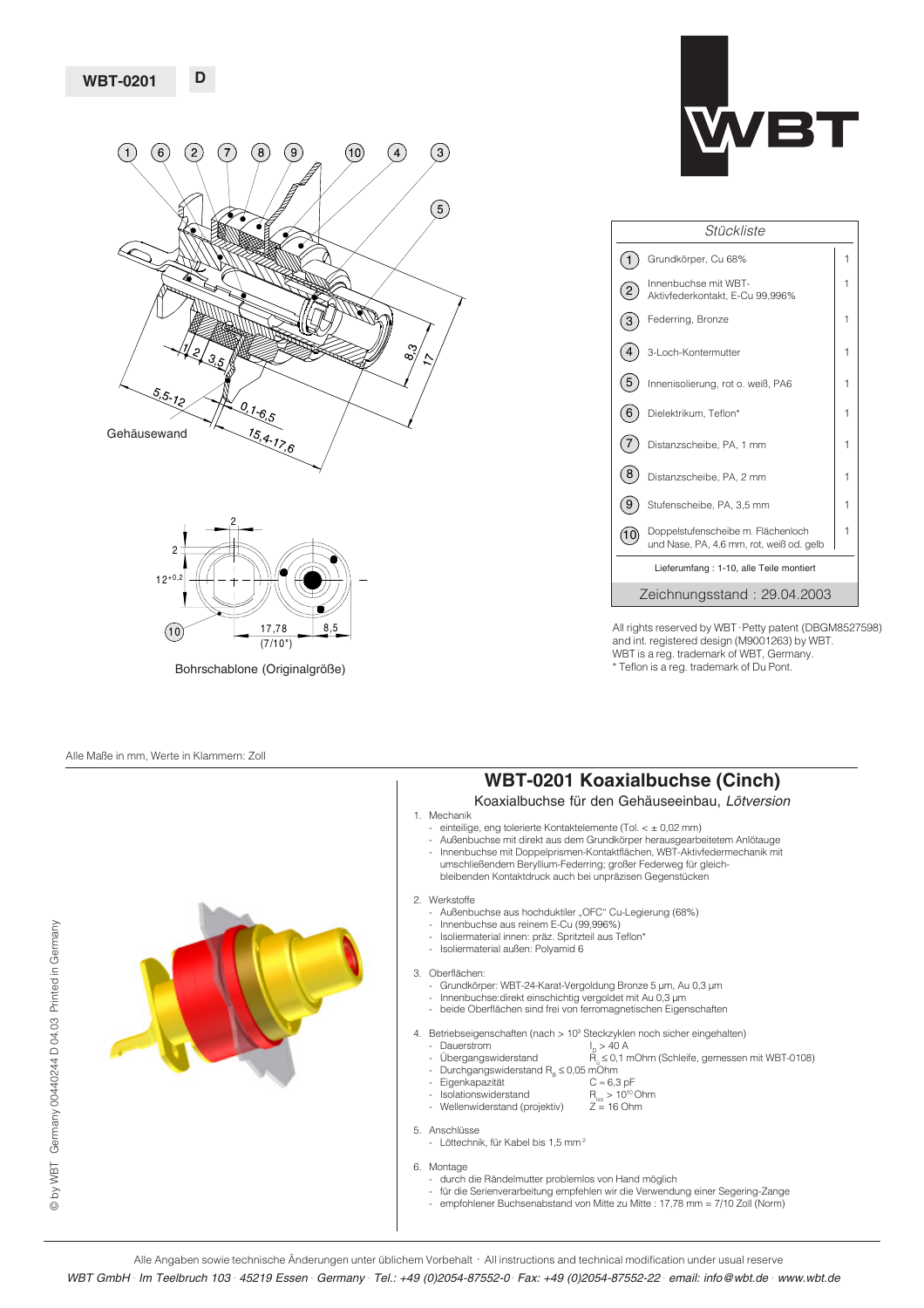**WBT-0201** D

Gehäusewand

Bohrschablone (Originalgröße)

| Stückliste | | |
|---|---|---|
| 1 | Grundkörper, Cu 68% | 1 |
| 2 | Innenbuchse mit WBT-Aktivfederkontakt, E-Cu 99,996% | 1 |
| 3 | Federring, Bronze | 1 |
| 4 | 3-Loch-Kontermutter | 1 |
| 5 | Innenisolierung, rot o. weiß, PA6 | 1 |
| 6 | Dielektrikum, Teflon* | 1 |
| 7 | Distanzscheibe, PA, 1 mm | 1 |
| 8 | Distanzscheibe, PA, 2 mm | 1 |
| 9 | Stufenscheibe, PA, 3,5 mm | 1 |
| 10 | Doppelstufenscheibe m. Flächenloch und Nase, PA, 4,6 mm, rot, weiß od. gelb | 1 |
| Lieferumfang : 1-10, alle Teile montiert | | |
| Zeichnungsstand : 29.04.2003 | | |

All rights reserved by WBT · Petty patent (DBGM8527598) and int. registered design (M9001263) by WBT.
WBT is a reg. trademark of WBT, Germany.
\* Teflon is a reg. trademark of Du Pont.

Alle Maße in mm, Werte in Klammern: Zoll

# WBT-0201 Koaxialbuchse (Cinch)

Koaxialbuchse für den Gehäuseeinbau, *Lötversion*

1. Mechanik
   - einteilige, eng tolerierte Kontaktelemente (Tol. < ± 0,02 mm)
   - Außenbuchse mit direkt aus dem Grundkörper herausgearbeitetem Anlötauge
   - Innenbuchse mit Doppelprismen-Kontaktflächen, WBT-Aktivfedermechanik mit umschließendem Beryllium-Federring; großer Federweg für gleichbleibenden Kontaktdruck auch bei unpräzisen Gegenstücken
2. Werkstoffe
   - Außenbuchse aus hochduktiler „OFC" Cu-Legierung (68%)
   - Innenbuchse aus reinem E-Cu (99,996%)
   - Isoliermaterial innen: präz. Spritzteil aus Teflon*
   - Isoliermaterial außen: Polyamid 6
3. Oberflächen:
   - Grundkörper: WBT-24-Karat-Vergoldung Bronze 5 µm, Au 0,3 µm
   - Innenbuchse:direkt einschichtig vergoldet mit Au 0,3 µm
   - beide Oberflächen sind frei von ferromagnetischen Eigenschaften
4. Betriebseigenschaften (nach > $10^3$ Steckzyklen noch sicher eingehalten)
   - Dauerstrom $I_D > 40$ A
   - Übergangswiderstand $R_Ü \leq 0,1$ mOhm (Schleife, gemessen mit WBT-0108)
   - Durchgangswiderstand $R_B \leq 0,05$ mOhm
   - Eigenkapazität $C \approx 6,3$ pF
   - Isolationswiderstand $R_{iso} > 10^{10}$ Ohm
   - Wellenwiderstand (projektiv) $Z = 16$ Ohm
5. Anschlüsse
   - Löttechnik, für Kabel bis 1,5 mm²
6. Montage
   - durch die Rändelmutter problemlos von Hand möglich
   - für die Serienverarbeitung empfehlen wir die Verwendung einer Segering-Zange
   - empfohlener Buchsenabstand von Mitte zu Mitte : 17,78 mm = 7/10 Zoll (Norm)

© by WBT Germany 00440244 D 04.03 Printed in Germany

Alle Angaben sowie technische Änderungen unter üblichem Vorbehalt · All instructions and technical modification under usual reserve

*WBT GmbH · Im Teelbruch 103 · 45219 Essen · Germany · Tel.: +49 (0)2054-87552-0 · Fax: +49 (0)2054-87552-22 · email: info@wbt.de · www.wbt.de*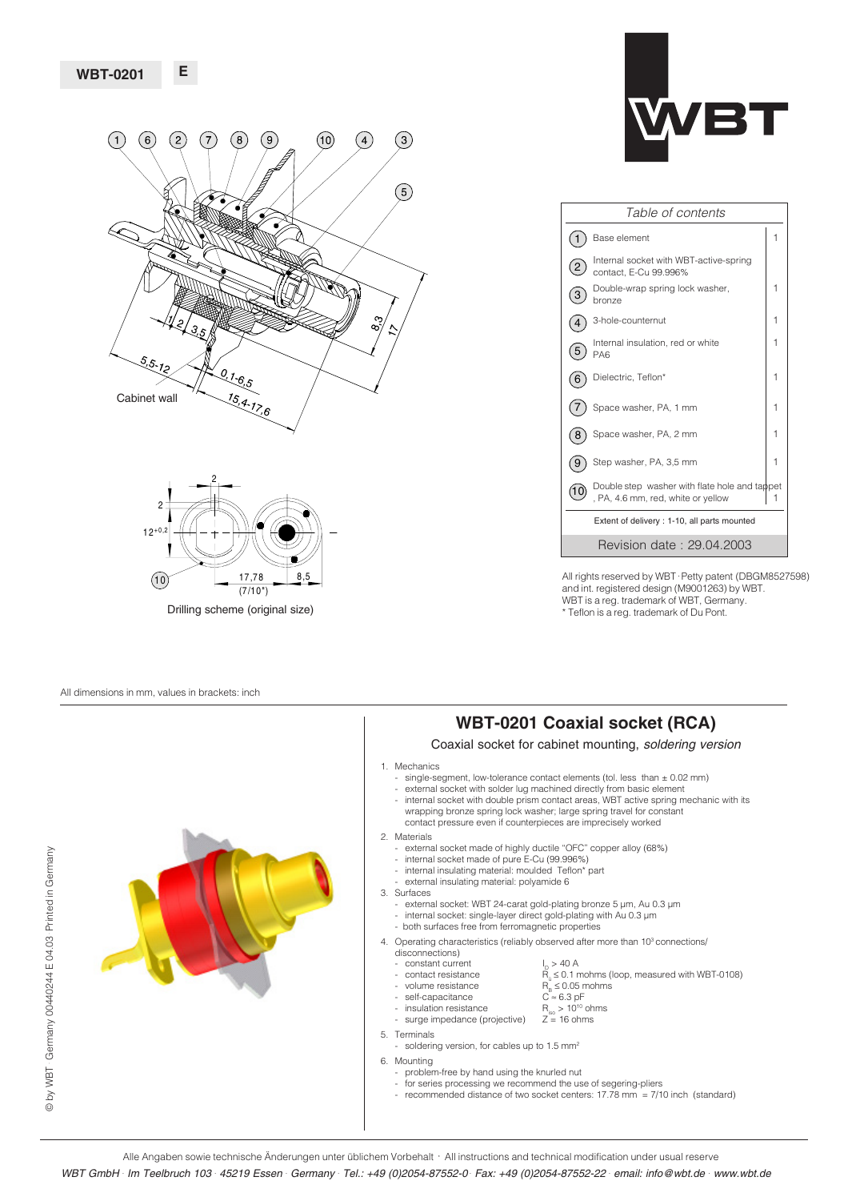**WBT-0201** **E**

Cabinet wall

Drilling scheme (original size)

| Table of contents | | |
|---|---|---|
| 1 | Base element | 1 |
| 2 | Internal socket with WBT-active-spring contact, E-Cu 99.996% | |
| 3 | Double-wrap spring lock washer, bronze | 1 |
| 4 | 3-hole-counternut | 1 |
| 5 | Internal insulation, red or white PA6 | 1 |
| 6 | Dielectric, Teflon* | 1 |
| 7 | Space washer, PA, 1 mm | 1 |
| 8 | Space washer, PA, 2 mm | 1 |
| 9 | Step washer, PA, 3,5 mm | 1 |
| 10 | Double step washer with flate hole and tappet , PA, 4.6 mm, red, white or yellow | 1 |
| Extent of delivery : 1-10, all parts mounted | | |
| Revision date : 29.04.2003 | | |

All rights reserved by WBT · Petty patent (DBGM8527598) and int. registered design (M9001263) by WBT.
WBT is a reg. trademark of WBT, Germany.
* Teflon is a reg. trademark of Du Pont.

All dimensions in mm, values in brackets: inch

# WBT-0201 Coaxial socket (RCA)

Coaxial socket for cabinet mounting, *soldering version*

1. Mechanics
   - single-segment, low-tolerance contact elements (tol. less than ± 0.02 mm)
   - external socket with solder lug machined directly from basic element
   - internal socket with double prism contact areas, WBT active spring mechanic with its wrapping bronze spring lock washer; large spring travel for constant contact pressure even if counterpieces are imprecisely worked
2. Materials
   - external socket made of highly ductile "OFC" copper alloy (68%)
   - internal socket made of pure E-Cu (99.996%)
   - internal insulating material: moulded Teflon* part
   - external insulating material: polyamide 6
3. Surfaces
   - external socket: WBT 24-carat gold-plating bronze 5 µm, Au 0.3 µm
   - internal socket: single-layer direct gold-plating with Au 0.3 µm
   - both surfaces free from ferromagnetic properties
4. Operating characteristics (reliably observed after more than $10^3$ connections/ disconnections)
   - constant current: $I_D > 40$ A
   - contact resistance: $R_{\ddot{u}} \leq 0.1$ mohms (loop, measured with WBT-0108)
   - volume resistance: $R_B \leq 0.05$ mohms
   - self-capacitance: $C \approx 6.3$ pF
   - insulation resistance: $R_{iso} > 10^{10}$ ohms
   - surge impedance (projective): $Z = 16$ ohms
5. Terminals
   - soldering version, for cables up to 1.5 $mm^2$
6. Mounting
   - problem-free by hand using the knurled nut
   - for series processing we recommend the use of segering-pliers
   - recommended distance of two socket centers: 17.78 mm = 7/10 inch (standard)

© by WBT Germany 00440244 E 04.03 Printed in Germany

Alle Angaben sowie technische Änderungen unter üblichem Vorbehalt · All instructions and technical modification under usual reserve

*WBT GmbH · Im Teelbruch 103 · 45219 Essen · Germany · Tel.: +49 (0)2054-87552-0 · Fax: +49 (0)2054-87552-22 · email: info@wbt.de · www.wbt.de*